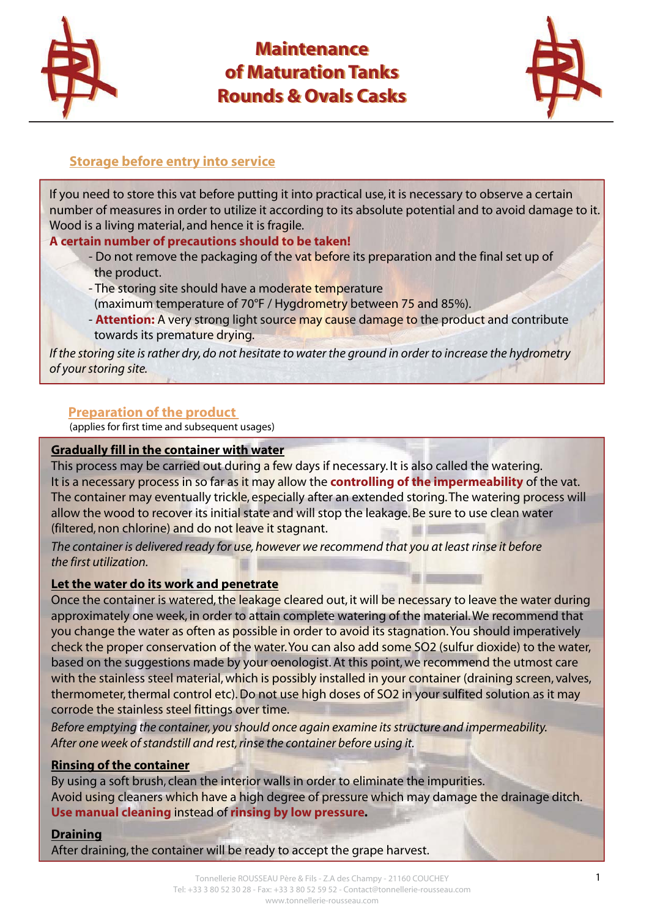# Maintenance of Maturation Tanks Rounds & Ovals Casks

## Storage before entry into service

If you need to store this vat before putting it into practical use, it is necessary to observe a certain number of measures in order to utilize it according to its absolute potential and to avoid damage to it. Wood is a living material, and hence it is fragile.

**A certain number of precautions should to be taken!**

- Do not remove the packaging of the vat before its preparation and the final set up of the product.
- The storing site should have a moderate temperature (maximum temperature of 70°F / Hygdrometry between 75 and 85%).
- **Attention:** A very strong light source may cause damage to the product and contribute towards its premature drying.

*If the storing site is rather dry, do not hesitate to water the ground in order to increase the hydrometry of your storing site.*

## Preparation of the product

(applies for first time and subsequent usages)

### Gradually fill in the container with water

This process may be carried out during a few days if necessary. It is also called the watering.
It is a necessary process in so far as it may allow the **controlling of the impermeability** of the vat. The container may eventually trickle, especially after an extended storing. The watering process will allow the wood to recover its initial state and will stop the leakage. Be sure to use clean water (filtered, non chlorine) and do not leave it stagnant.

*The container is delivered ready for use, however we recommend that you at least rinse it before the first utilization.*

### Let the water do its work and penetrate

Once the container is watered, the leakage cleared out, it will be necessary to leave the water during approximately one week, in order to attain complete watering of the material. We recommend that you change the water as often as possible in order to avoid its stagnation. You should imperatively check the proper conservation of the water. You can also add some $SO_2$ (sulfur dioxide) to the water, based on the suggestions made by your oenologist. At this point, we recommend the utmost care with the stainless steel material, which is possibly installed in your container (draining screen, valves, thermometer, thermal control etc). Do not use high doses of $SO_2$ in your sulfited solution as it may corrode the stainless steel fittings over time.

*Before emptying the container, you should once again examine its structure and impermeability. After one week of standstill and rest, rinse the container before using it.*

### Rinsing of the container

By using a soft brush, clean the interior walls in order to eliminate the impurities.
Avoid using cleaners which have a high degree of pressure which may damage the drainage ditch.
**Use manual cleaning** instead of **rinsing by low pressure.**

### Draining

After draining, the container will be ready to accept the grape harvest.

Tonnellerie ROUSSEAU Père & Fils - Z.A des Champy - 21160 COUCHEY
Tel: +33 3 80 52 30 28 - Fax: +33 3 80 52 59 52 - Contact@tonnellerie-rousseau.com
www.tonnellerie-rousseau.com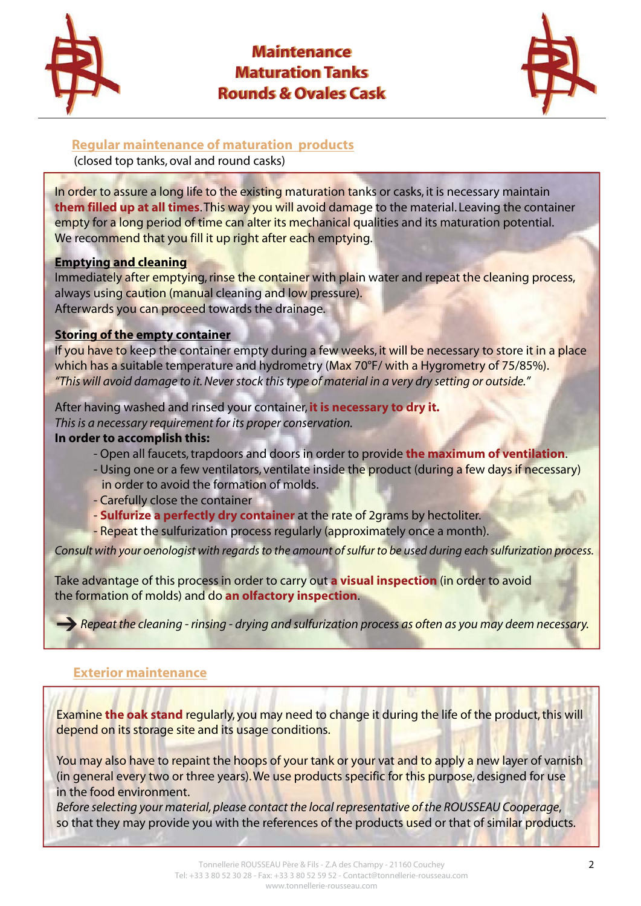# Maintenance
# Maturation Tanks
# Rounds & Ovales Cask

## Regular maintenance of maturation products

(closed top tanks, oval and round casks)

In order to assure a long life to the existing maturation tanks or casks, it is necessary maintain **them filled up at all times.** This way you will avoid damage to the material. Leaving the container empty for a long period of time can alter its mechanical qualities and its maturation potential. We recommend that you fill it up right after each emptying.

### Emptying and cleaning

Immediately after emptying, rinse the container with plain water and repeat the cleaning process, always using caution (manual cleaning and low pressure).
Afterwards you can proceed towards the drainage.

### Storing of the empty container

If you have to keep the container empty during a few weeks, it will be necessary to store it in a place which has a suitable temperature and hydrometry (Max 70°F/ with a Hygrometry of 75/85%).
*"This will avoid damage to it. Never stock this type of material in a very dry setting or outside."*

After having washed and rinsed your container, **it is necessary to dry it.**
*This is a necessary requirement for its proper conservation.*
**In order to accomplish this:**

- Open all faucets, trapdoors and doors in order to provide **the maximum of ventilation**.
- Using one or a few ventilators, ventilate inside the product (during a few days if necessary) in order to avoid the formation of molds.
- Carefully close the container
- **Sulfurize a perfectly dry container** at the rate of 2grams by hectoliter.
- Repeat the sulfurization process regularly (approximately once a month).

*Consult with your oenologist with regards to the amount of sulfur to be used during each sulfurization process.*

Take advantage of this process in order to carry out **a visual inspection** (in order to avoid the formation of molds) and do **an olfactory inspection**.

➔ *Repeat the cleaning - rinsing - drying and sulfurization process as often as you may deem necessary.*

## Exterior maintenance

Examine **the oak stand** regularly, you may need to change it during the life of the product, this will depend on its storage site and its usage conditions.

You may also have to repaint the hoops of your tank or your vat and to apply a new layer of varnish (in general every two or three years). We use products specific for this purpose, designed for use in the food environment.
*Before selecting your material, please contact the local representative of the ROUSSEAU Cooperage*, so that they may provide you with the references of the products used or that of similar products.

Tonnellerie ROUSSEAU Père & Fils - Z.A des Champy - 21160 Couchey
Tel: +33 3 80 52 30 28 - Fax: +33 3 80 52 59 52 - Contact@tonnellerie-rousseau.com
www.tonnellerie-rousseau.com